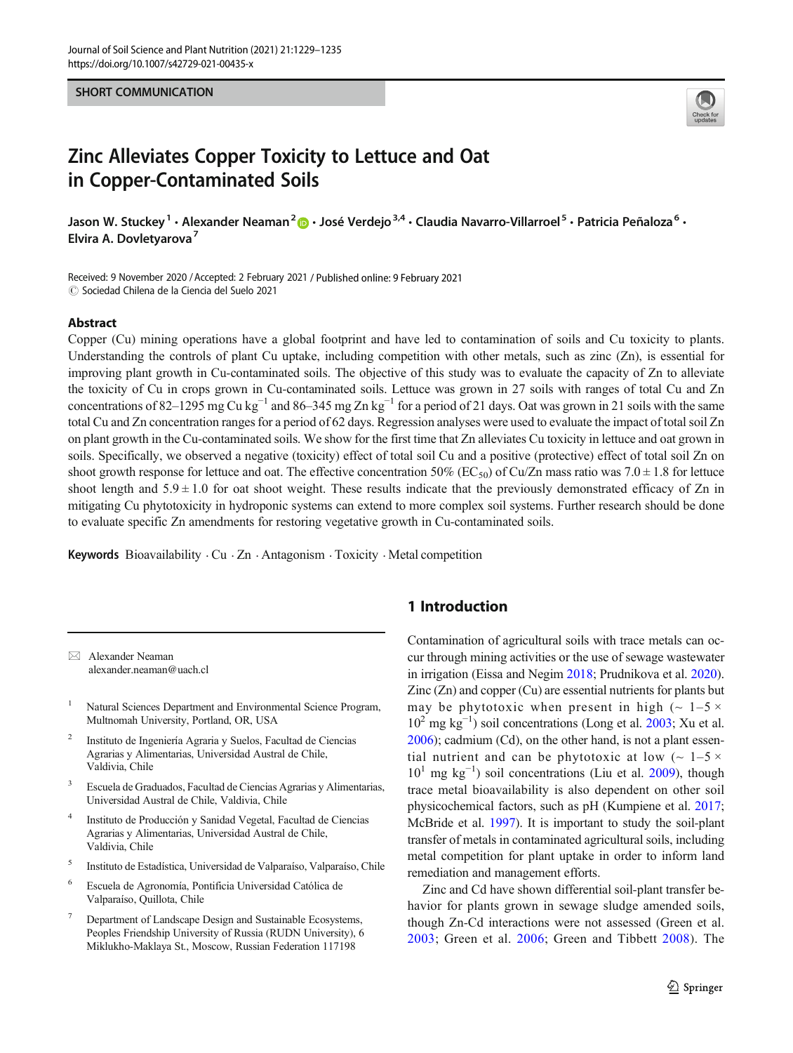SHORT COMMUNICATION

# Zinc Alleviates Copper Toxicity to Lettuce and Oat in Copper-Contaminated Soils

Jason W. Stuckey[1] · Alexander Neaman[2] · José Verdejo[3,4] · Claudia Navarro-Villarroel[5] · Patricia Peñaloza[6] · Elvira A. Dovletyarova[7]

Received: 9 November 2020 / Accepted: 2 February 2021 / Published online: 9 February 2021
© Sociedad Chilena de la Ciencia del Suelo 2021

## Abstract

Copper (Cu) mining operations have a global footprint and have led to contamination of soils and Cu toxicity to plants. Understanding the controls of plant Cu uptake, including competition with other metals, such as zinc (Zn), is essential for improving plant growth in Cu-contaminated soils. The objective of this study was to evaluate the capacity of Zn to alleviate the toxicity of Cu in crops grown in Cu-contaminated soils. Lettuce was grown in 27 soils with ranges of total Cu and Zn concentrations of 82–1295 mg Cu kg$^{-1}$ and 86–345 mg Zn kg$^{-1}$ for a period of 21 days. Oat was grown in 21 soils with the same total Cu and Zn concentration ranges for a period of 62 days. Regression analyses were used to evaluate the impact of total soil Zn on plant growth in the Cu-contaminated soils. We show for the first time that Zn alleviates Cu toxicity in lettuce and oat grown in soils. Specifically, we observed a negative (toxicity) effect of total soil Cu and a positive (protective) effect of total soil Zn on shoot growth response for lettuce and oat. The effective concentration 50% ($EC_{50}$) of Cu/Zn mass ratio was 7.0 ± 1.8 for lettuce shoot length and 5.9 ± 1.0 for oat shoot weight. These results indicate that the previously demonstrated efficacy of Zn in mitigating Cu phytotoxicity in hydroponic systems can extend to more complex soil systems. Further research should be done to evaluate specific Zn amendments for restoring vegetative growth in Cu-contaminated soils.

**Keywords** Bioavailability · Cu · Zn · Antagonism · Toxicity · Metal competition

## 1 Introduction

Contamination of agricultural soils with trace metals can occur through mining activities or the use of sewage wastewater in irrigation (Eissa and Negim 2018; Prudnikova et al. 2020). Zinc (Zn) and copper (Cu) are essential nutrients for plants but may be phytotoxic when present in high (~ 1–5 × 10$^{2}$ mg kg$^{-1}$) soil concentrations (Long et al. 2003; Xu et al. 2006); cadmium (Cd), on the other hand, is not a plant essential nutrient and can be phytotoxic at low (~ 1–5 × 10$^{1}$ mg kg$^{-1}$) soil concentrations (Liu et al. 2009), though trace metal bioavailability is also dependent on other soil physicochemical factors, such as pH (Kumpiene et al. 2017; McBride et al. 1997). It is important to study the soil-plant transfer of metals in contaminated agricultural soils, including metal competition for plant uptake in order to inform land remediation and management efforts.

Zinc and Cd have shown differential soil-plant transfer behavior for plants grown in sewage sludge amended soils, though Zn-Cd interactions were not assessed (Green et al. 2003; Green et al. 2006; Green and Tibbett 2008). The

✉ Alexander Neaman
alexander.neaman@uach.cl

1 Natural Sciences Department and Environmental Science Program, Multnomah University, Portland, OR, USA

2 Instituto de Ingeniería Agraria y Suelos, Facultad de Ciencias Agrarias y Alimentarias, Universidad Austral de Chile, Valdivia, Chile

3 Escuela de Graduados, Facultad de Ciencias Agrarias y Alimentarias, Universidad Austral de Chile, Valdivia, Chile

4 Instituto de Producción y Sanidad Vegetal, Facultad de Ciencias Agrarias y Alimentarias, Universidad Austral de Chile, Valdivia, Chile

5 Instituto de Estadística, Universidad de Valparaíso, Valparaíso, Chile

6 Escuela de Agronomía, Pontificia Universidad Católica de Valparaíso, Quillota, Chile

7 Department of Landscape Design and Sustainable Ecosystems, Peoples Friendship University of Russia (RUDN University), 6 Miklukho-Maklaya St., Moscow, Russian Federation 117198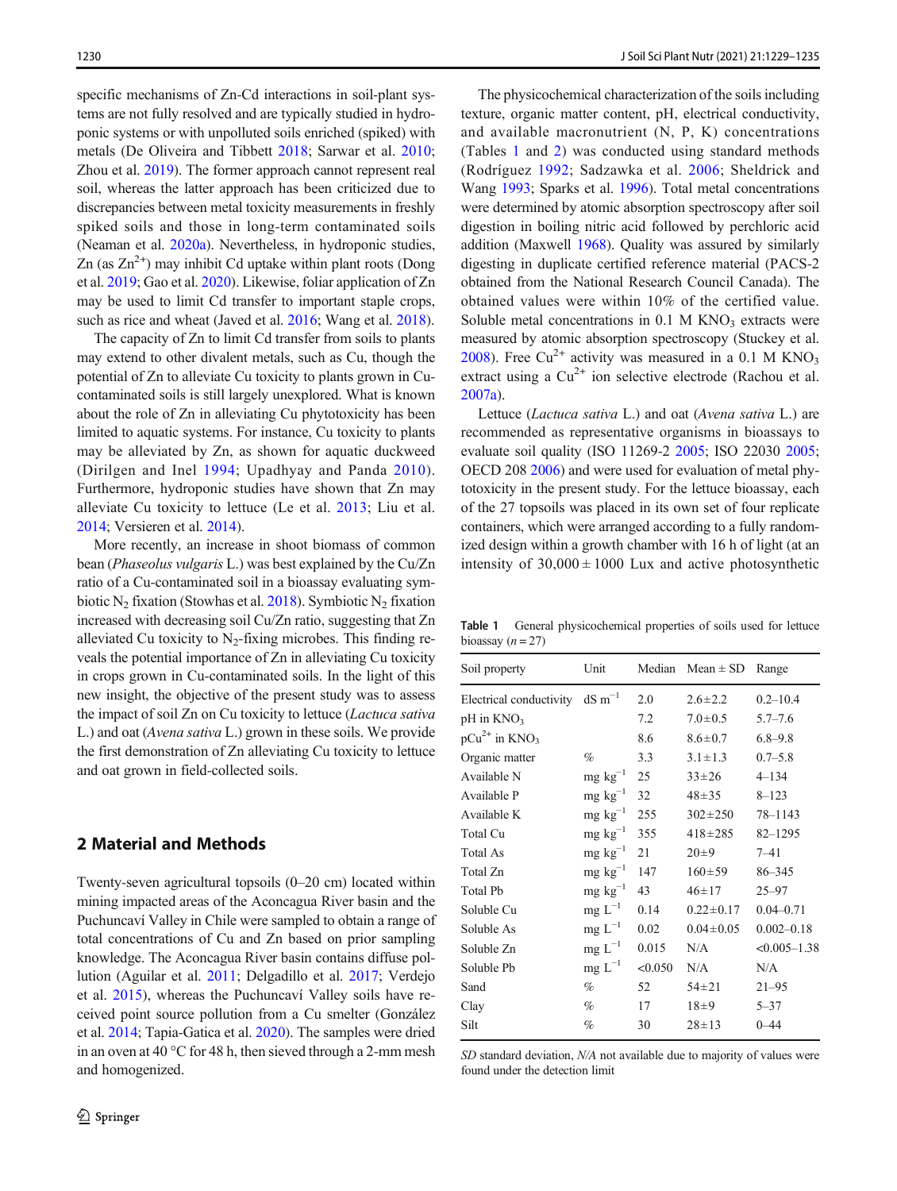specific mechanisms of Zn-Cd interactions in soil-plant systems are not fully resolved and are typically studied in hydroponic systems or with unpolluted soils enriched (spiked) with metals (De Oliveira and Tibbett 2018; Sarwar et al. 2010; Zhou et al. 2019). The former approach cannot represent real soil, whereas the latter approach has been criticized due to discrepancies between metal toxicity measurements in freshly spiked soils and those in long-term contaminated soils (Neaman et al. 2020a). Nevertheless, in hydroponic studies, Zn (as $Zn^{2+}$) may inhibit Cd uptake within plant roots (Dong et al. 2019; Gao et al. 2020). Likewise, foliar application of Zn may be used to limit Cd transfer to important staple crops, such as rice and wheat (Javed et al. 2016; Wang et al. 2018).

The capacity of Zn to limit Cd transfer from soils to plants may extend to other divalent metals, such as Cu, though the potential of Zn to alleviate Cu toxicity to plants grown in Cu-contaminated soils is still largely unexplored. What is known about the role of Zn in alleviating Cu phytotoxicity has been limited to aquatic systems. For instance, Cu toxicity to plants may be alleviated by Zn, as shown for aquatic duckweed (Dirilgen and Inel 1994; Upadhyay and Panda 2010). Furthermore, hydroponic studies have shown that Zn may alleviate Cu toxicity to lettuce (Le et al. 2013; Liu et al. 2014; Versieren et al. 2014).

More recently, an increase in shoot biomass of common bean (*Phaseolus vulgaris* L.) was best explained by the Cu/Zn ratio of a Cu-contaminated soil in a bioassay evaluating symbiotic $N_2$ fixation (Stowhas et al. 2018). Symbiotic $N_2$ fixation increased with decreasing soil Cu/Zn ratio, suggesting that Zn alleviated Cu toxicity to $N_2$-fixing microbes. This finding reveals the potential importance of Zn in alleviating Cu toxicity in crops grown in Cu-contaminated soils. In the light of this new insight, the objective of the present study was to assess the impact of soil Zn on Cu toxicity to lettuce (*Lactuca sativa* L.) and oat (*Avena sativa* L.) grown in these soils. We provide the first demonstration of Zn alleviating Cu toxicity to lettuce and oat grown in field-collected soils.

## 2 Material and Methods

Twenty-seven agricultural topsoils (0–20 cm) located within mining impacted areas of the Aconcagua River basin and the Puchuncaví Valley in Chile were sampled to obtain a range of total concentrations of Cu and Zn based on prior sampling knowledge. The Aconcagua River basin contains diffuse pollution (Aguilar et al. 2011; Delgadillo et al. 2017; Verdejo et al. 2015), whereas the Puchuncaví Valley soils have received point source pollution from a Cu smelter (González et al. 2014; Tapia-Gatica et al. 2020). The samples were dried in an oven at 40 °C for 48 h, then sieved through a 2-mm mesh and homogenized.

The physicochemical characterization of the soils including texture, organic matter content, pH, electrical conductivity, and available macronutrient (N, P, K) concentrations (Tables 1 and 2) was conducted using standard methods (Rodríguez 1992; Sadzawka et al. 2006; Sheldrick and Wang 1993; Sparks et al. 1996). Total metal concentrations were determined by atomic absorption spectroscopy after soil digestion in boiling nitric acid followed by perchloric acid addition (Maxwell 1968). Quality was assured by similarly digesting in duplicate certified reference material (PACS-2 obtained from the National Research Council Canada). The obtained values were within 10% of the certified value. Soluble metal concentrations in 0.1 M $KNO_3$ extracts were measured by atomic absorption spectroscopy (Stuckey et al. 2008). Free $Cu^{2+}$ activity was measured in a 0.1 M $KNO_3$ extract using a $Cu^{2+}$ ion selective electrode (Rachou et al. 2007a).

Lettuce (*Lactuca sativa* L.) and oat (*Avena sativa* L.) are recommended as representative organisms in bioassays to evaluate soil quality (ISO 11269-2 2005; ISO 22030 2005; OECD 208 2006) and were used for evaluation of metal phytotoxicity in the present study. For the lettuce bioassay, each of the 27 topsoils was placed in its own set of four replicate containers, which were arranged according to a fully randomized design within a growth chamber with 16 h of light (at an intensity of 30,000 ± 1000 Lux and active photosynthetic

**Table 1** General physicochemical properties of soils used for lettuce bioassay ($n = 27$)

| Soil property | Unit | Median | Mean ± SD | Range |
|---|---|---|---|---|
| Electrical conductivity | dS $m^{-1}$ | 2.0 | 2.6±2.2 | 0.2–10.4 |
| pH in $KNO_3$ | | 7.2 | 7.0±0.5 | 5.7–7.6 |
| $pCu^{2+}$ in $KNO_3$ | | 8.6 | 8.6±0.7 | 6.8–9.8 |
| Organic matter | % | 3.3 | 3.1±1.3 | 0.7–5.8 |
| Available N | mg $kg^{-1}$ | 25 | 33±26 | 4–134 |
| Available P | mg $kg^{-1}$ | 32 | 48±35 | 8–123 |
| Available K | mg $kg^{-1}$ | 255 | 302±250 | 78–1143 |
| Total Cu | mg $kg^{-1}$ | 355 | 418±285 | 82–1295 |
| Total As | mg $kg^{-1}$ | 21 | 20±9 | 7–41 |
| Total Zn | mg $kg^{-1}$ | 147 | 160±59 | 86–345 |
| Total Pb | mg $kg^{-1}$ | 43 | 46±17 | 25–97 |
| Soluble Cu | mg $L^{-1}$ | 0.14 | 0.22±0.17 | 0.04–0.71 |
| Soluble As | mg $L^{-1}$ | 0.02 | 0.04±0.05 | 0.002–0.18 |
| Soluble Zn | mg $L^{-1}$ | 0.015 | N/A | <0.005–1.38 |
| Soluble Pb | mg $L^{-1}$ | <0.050 | N/A | N/A |
| Sand | % | 52 | 54±21 | 21–95 |
| Clay | % | 17 | 18±9 | 5–37 |
| Silt | % | 30 | 28±13 | 0–44 |

*SD* standard deviation, *N/A* not available due to majority of values were found under the detection limit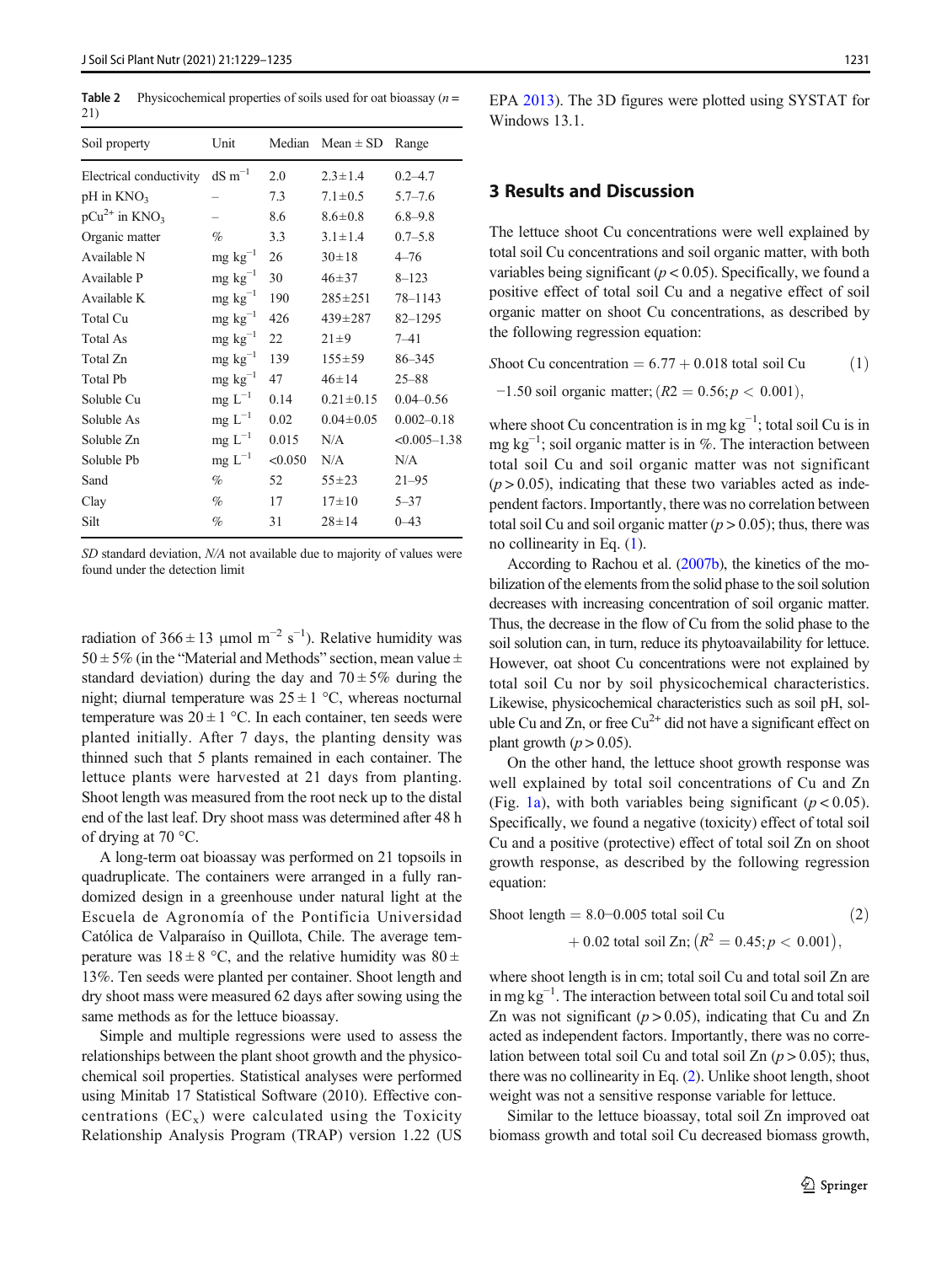**Table 2** Physicochemical properties of soils used for oat bioassay ($n$ = 21)

| Soil property | Unit | Median | Mean ± SD | Range |
|---|---|---|---|---|
| Electrical conductivity | dS $m^{-1}$ | 2.0 | 2.3±1.4 | 0.2–4.7 |
| pH in $KNO_3$ | – | 7.3 | 7.1±0.5 | 5.7–7.6 |
| $pCu^{2+}$ in $KNO_3$ | – | 8.6 | 8.6±0.8 | 6.8–9.8 |
| Organic matter | % | 3.3 | 3.1±1.4 | 0.7–5.8 |
| Available N | mg $kg^{-1}$ | 26 | 30±18 | 4–76 |
| Available P | mg $kg^{-1}$ | 30 | 46±37 | 8–123 |
| Available K | mg $kg^{-1}$ | 190 | 285±251 | 78–1143 |
| Total Cu | mg $kg^{-1}$ | 426 | 439±287 | 82–1295 |
| Total As | mg $kg^{-1}$ | 22 | 21±9 | 7–41 |
| Total Zn | mg $kg^{-1}$ | 139 | 155±59 | 86–345 |
| Total Pb | mg $kg^{-1}$ | 47 | 46±14 | 25–88 |
| Soluble Cu | mg $L^{-1}$ | 0.14 | 0.21±0.15 | 0.04–0.56 |
| Soluble As | mg $L^{-1}$ | 0.02 | 0.04±0.05 | 0.002–0.18 |
| Soluble Zn | mg $L^{-1}$ | 0.015 | N/A | <0.005–1.38 |
| Soluble Pb | mg $L^{-1}$ | <0.050 | N/A | N/A |
| Sand | % | 52 | 55±23 | 21–95 |
| Clay | % | 17 | 17±10 | 5–37 |
| Silt | % | 31 | 28±14 | 0–43 |

*SD* standard deviation, *N/A* not available due to majority of values were found under the detection limit

radiation of 366 ± 13 μmol $m^{-2}$ $s^{-1}$). Relative humidity was 50 ± 5% (in the "Material and Methods" section, mean value ± standard deviation) during the day and 70 ± 5% during the night; diurnal temperature was 25 ± 1 °C, whereas nocturnal temperature was 20 ± 1 °C. In each container, ten seeds were planted initially. After 7 days, the planting density was thinned such that 5 plants remained in each container. The lettuce plants were harvested at 21 days from planting. Shoot length was measured from the root neck up to the distal end of the last leaf. Dry shoot mass was determined after 48 h of drying at 70 °C.

A long-term oat bioassay was performed on 21 topsoils in quadruplicate. The containers were arranged in a fully randomized design in a greenhouse under natural light at the Escuela de Agronomía of the Pontificia Universidad Católica de Valparaíso in Quillota, Chile. The average temperature was 18 ± 8 °C, and the relative humidity was 80 ± 13%. Ten seeds were planted per container. Shoot length and dry shoot mass were measured 62 days after sowing using the same methods as for the lettuce bioassay.

Simple and multiple regressions were used to assess the relationships between the plant shoot growth and the physicochemical soil properties. Statistical analyses were performed using Minitab 17 Statistical Software (2010). Effective concentrations ($EC_x$) were calculated using the Toxicity Relationship Analysis Program (TRAP) version 1.22 (US EPA 2013). The 3D figures were plotted using SYSTAT for Windows 13.1.

## 3 Results and Discussion

The lettuce shoot Cu concentrations were well explained by total soil Cu concentrations and soil organic matter, with both variables being significant ($p < 0.05$). Specifically, we found a positive effect of total soil Cu and a negative effect of soil organic matter on shoot Cu concentrations, as described by the following regression equation:

$$\text{Shoot Cu concentration} = 6.77 + 0.018\ \text{total soil Cu} - 1.50\ \text{soil organic matter}; (R2 = 0.56; p < 0.001), \quad (1)$$

where shoot Cu concentration is in mg $kg^{-1}$; total soil Cu is in mg $kg^{-1}$; soil organic matter is in %. The interaction between total soil Cu and soil organic matter was not significant ($p > 0.05$), indicating that these two variables acted as independent factors. Importantly, there was no correlation between total soil Cu and soil organic matter ($p > 0.05$); thus, there was no collinearity in Eq. (1).

According to Rachou et al. (2007b), the kinetics of the mobilization of the elements from the solid phase to the soil solution decreases with increasing concentration of soil organic matter. Thus, the decrease in the flow of Cu from the solid phase to the soil solution can, in turn, reduce its phytoavailability for lettuce. However, oat shoot Cu concentrations were not explained by total soil Cu nor by soil physicochemical characteristics. Likewise, physicochemical characteristics such as soil pH, soluble Cu and Zn, or free $Cu^{2+}$ did not have a significant effect on plant growth ($p > 0.05$).

On the other hand, the lettuce shoot growth response was well explained by total soil concentrations of Cu and Zn (Fig. 1a), with both variables being significant ($p < 0.05$). Specifically, we found a negative (toxicity) effect of total soil Cu and a positive (protective) effect of total soil Zn on shoot growth response, as described by the following regression equation:

$$\text{Shoot length} = 8.0 - 0.005\ \text{total soil Cu} + 0.02\ \text{total soil Zn}; \left(R^2 = 0.45; p < 0.001\right), \quad (2)$$

where shoot length is in cm; total soil Cu and total soil Zn are in mg $kg^{-1}$. The interaction between total soil Cu and total soil Zn was not significant ($p > 0.05$), indicating that Cu and Zn acted as independent factors. Importantly, there was no correlation between total soil Cu and total soil Zn ($p > 0.05$); thus, there was no collinearity in Eq. (2). Unlike shoot length, shoot weight was not a sensitive response variable for lettuce.

Similar to the lettuce bioassay, total soil Zn improved oat biomass growth and total soil Cu decreased biomass growth,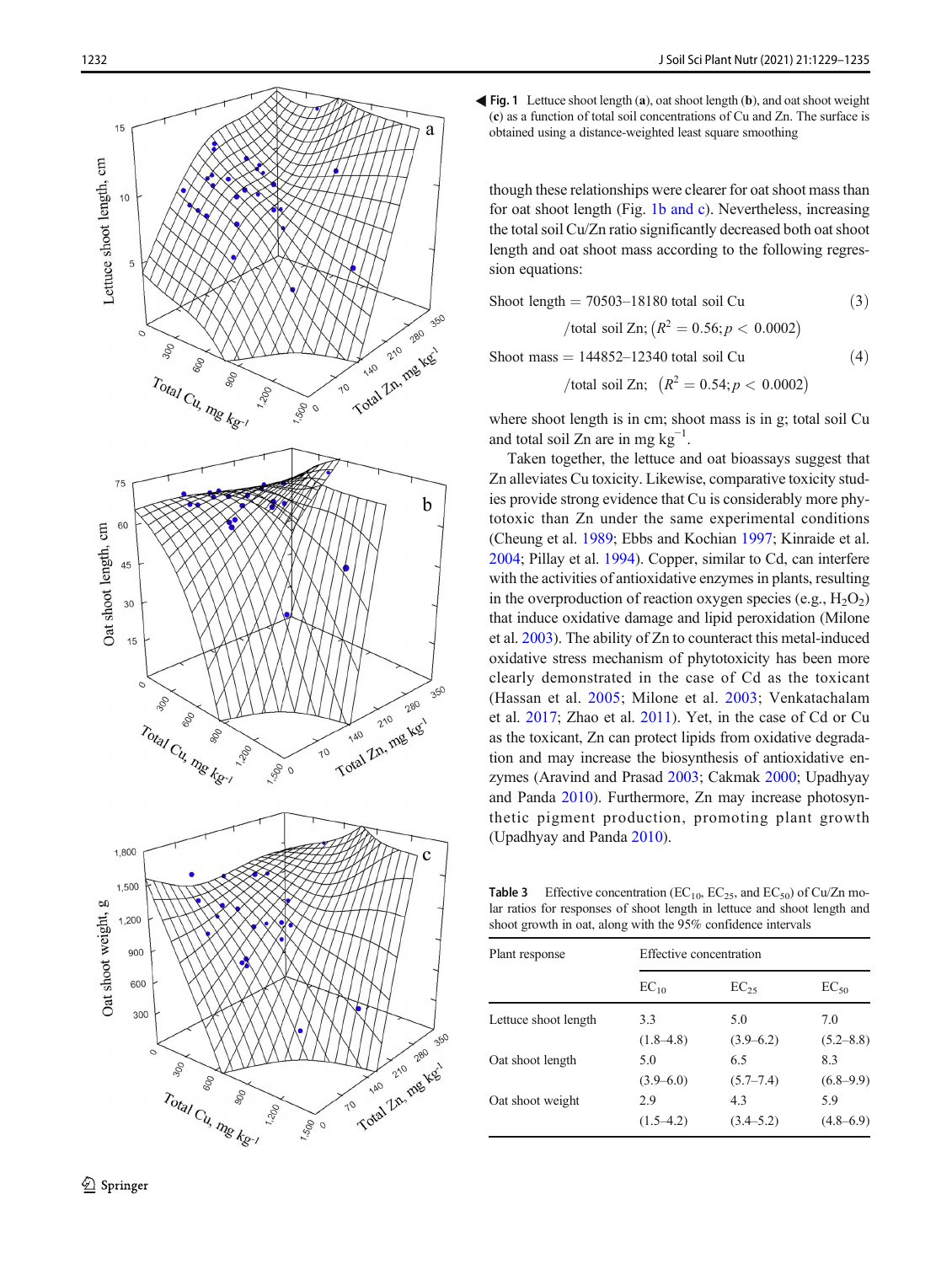**Fig. 1** Lettuce shoot length (**a**), oat shoot length (**b**), and oat shoot weight (**c**) as a function of total soil concentrations of Cu and Zn. The surface is obtained using a distance-weighted least square smoothing

though these relationships were clearer for oat shoot mass than for oat shoot length (Fig. 1b and c). Nevertheless, increasing the total soil Cu/Zn ratio significantly decreased both oat shoot length and oat shoot mass according to the following regression equations:

$$\text{Shoot length} = 70503\text{–}18180 \text{ total soil Cu}/\text{total soil Zn}; \left(R^2 = 0.56; p < 0.0002\right) \tag{3}$$

$$\text{Shoot mass} = 144852\text{–}12340 \text{ total soil Cu}/\text{total soil Zn}; \left(R^2 = 0.54; p < 0.0002\right) \tag{4}$$

where shoot length is in cm; shoot mass is in g; total soil Cu and total soil Zn are in mg kg$^{-1}$.

Taken together, the lettuce and oat bioassays suggest that Zn alleviates Cu toxicity. Likewise, comparative toxicity studies provide strong evidence that Cu is considerably more phytotoxic than Zn under the same experimental conditions (Cheung et al. 1989; Ebbs and Kochian 1997; Kinraide et al. 2004; Pillay et al. 1994). Copper, similar to Cd, can interfere with the activities of antioxidative enzymes in plants, resulting in the overproduction of reaction oxygen species (e.g., $H_2O_2$) that induce oxidative damage and lipid peroxidation (Milone et al. 2003). The ability of Zn to counteract this metal-induced oxidative stress mechanism of phytotoxicity has been more clearly demonstrated in the case of Cd as the toxicant (Hassan et al. 2005; Milone et al. 2003; Venkatachalam et al. 2017; Zhao et al. 2011). Yet, in the case of Cd or Cu as the toxicant, Zn can protect lipids from oxidative degradation and may increase the biosynthesis of antioxidative enzymes (Aravind and Prasad 2003; Cakmak 2000; Upadhyay and Panda 2010). Furthermore, Zn may increase photosynthetic pigment production, promoting plant growth (Upadhyay and Panda 2010).

**Table 3** Effective concentration ($EC_{10}$, $EC_{25}$, and $EC_{50}$) of Cu/Zn molar ratios for responses of shoot length in lettuce and shoot length and shoot growth in oat, along with the 95% confidence intervals

| Plant response | Effective concentration | | |
|---|---|---|---|
| | $EC_{10}$ | $EC_{25}$ | $EC_{50}$ |
| Lettuce shoot length | 3.3 | 5.0 | 7.0 |
| | (1.8–4.8) | (3.9–6.2) | (5.2–8.8) |
| Oat shoot length | 5.0 | 6.5 | 8.3 |
| | (3.9–6.0) | (5.7–7.4) | (6.8–9.9) |
| Oat shoot weight | 2.9 | 4.3 | 5.9 |
| | (1.5–4.2) | (3.4–5.2) | (4.8–6.9) |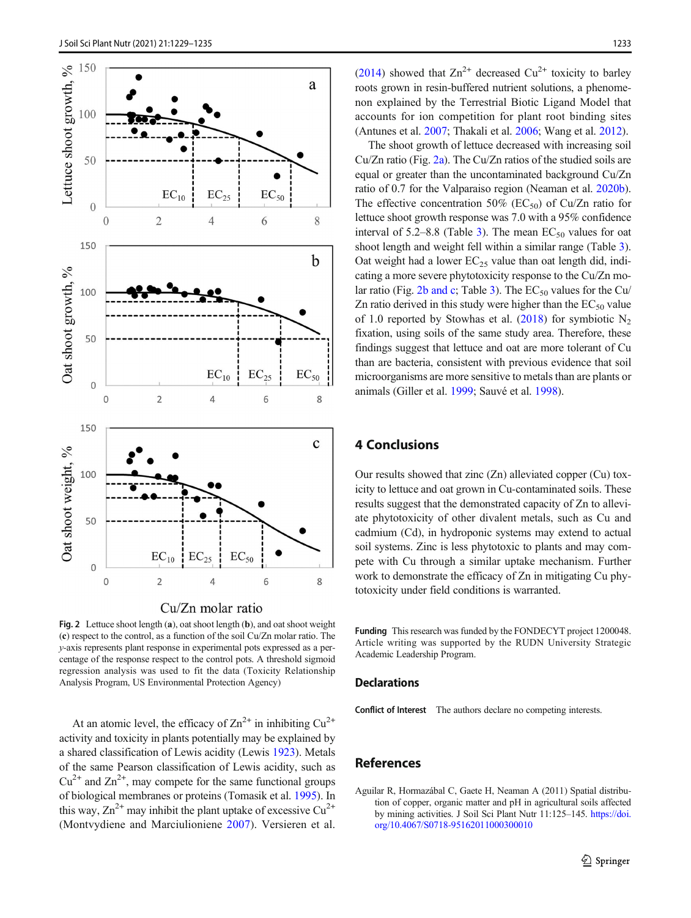Fig. 2 Lettuce shoot length (a), oat shoot length (b), and oat shoot weight (c) respect to the control, as a function of the soil Cu/Zn molar ratio. The y-axis represents plant response in experimental pots expressed as a percentage of the response respect to the control pots. A threshold sigmoid regression analysis was used to fit the data (Toxicity Relationship Analysis Program, US Environmental Protection Agency)

At an atomic level, the efficacy of $Zn^{2+}$ in inhibiting $Cu^{2+}$ activity and toxicity in plants potentially may be explained by a shared classification of Lewis acidity (Lewis 1923). Metals of the same Pearson classification of Lewis acidity, such as $Cu^{2+}$ and $Zn^{2+}$, may compete for the same functional groups of biological membranes or proteins (Tomasik et al. 1995). In this way, $Zn^{2+}$ may inhibit the plant uptake of excessive $Cu^{2+}$ (Montvydiene and Marciulioniene 2007). Versieren et al. (2014) showed that $Zn^{2+}$ decreased $Cu^{2+}$ toxicity to barley roots grown in resin-buffered nutrient solutions, a phenomenon explained by the Terrestrial Biotic Ligand Model that accounts for ion competition for plant root binding sites (Antunes et al. 2007; Thakali et al. 2006; Wang et al. 2012).

The shoot growth of lettuce decreased with increasing soil Cu/Zn ratio (Fig. 2a). The Cu/Zn ratios of the studied soils are equal or greater than the uncontaminated background Cu/Zn ratio of 0.7 for the Valparaiso region (Neaman et al. 2020b). The effective concentration 50% ($EC_{50}$) of Cu/Zn ratio for lettuce shoot growth response was 7.0 with a 95% confidence interval of 5.2–8.8 (Table 3). The mean $EC_{50}$ values for oat shoot length and weight fell within a similar range (Table 3). Oat weight had a lower $EC_{25}$ value than oat length did, indicating a more severe phytotoxicity response to the Cu/Zn molar ratio (Fig. 2b and c; Table 3). The $EC_{50}$ values for the Cu/Zn ratio derived in this study were higher than the $EC_{50}$ value of 1.0 reported by Stowhas et al. (2018) for symbiotic $N_2$ fixation, using soils of the same study area. Therefore, these findings suggest that lettuce and oat are more tolerant of Cu than are bacteria, consistent with previous evidence that soil microorganisms are more sensitive to metals than are plants or animals (Giller et al. 1999; Sauvé et al. 1998).

## 4 Conclusions

Our results showed that zinc (Zn) alleviated copper (Cu) toxicity to lettuce and oat grown in Cu-contaminated soils. These results suggest that the demonstrated capacity of Zn to alleviate phytotoxicity of other divalent metals, such as Cu and cadmium (Cd), in hydroponic systems may extend to actual soil systems. Zinc is less phytotoxic to plants and may compete with Cu through a similar uptake mechanism. Further work to demonstrate the efficacy of Zn in mitigating Cu phytotoxicity under field conditions is warranted.

**Funding** This research was funded by the FONDECYT project 1200048. Article writing was supported by the RUDN University Strategic Academic Leadership Program.

## Declarations

**Conflict of Interest** The authors declare no competing interests.

## References

Aguilar R, Hormazábal C, Gaete H, Neaman A (2011) Spatial distribution of copper, organic matter and pH in agricultural soils affected by mining activities. J Soil Sci Plant Nutr 11:125–145. https://doi.org/10.4067/S0718-95162011000300010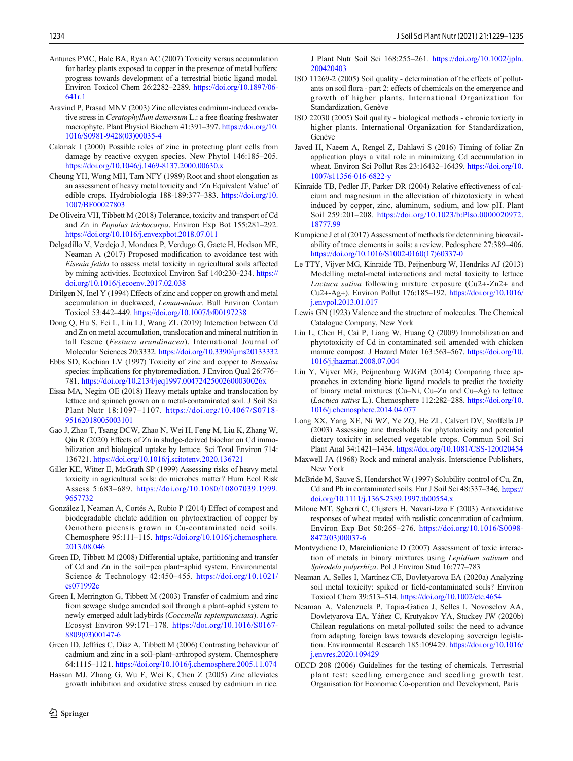Antunes PMC, Hale BA, Ryan AC (2007) Toxicity versus accumulation for barley plants exposed to copper in the presence of metal buffers: progress towards development of a terrestrial biotic ligand model. Environ Toxicol Chem 26:2282–2289. https://doi.org/10.1897/06-641r.1

Aravind P, Prasad MNV (2003) Zinc alleviates cadmium-induced oxidative stress in *Ceratophyllum demersum* L.: a free floating freshwater macrophyte. Plant Physiol Biochem 41:391–397. https://doi.org/10.1016/S0981-9428(03)00035-4

Cakmak I (2000) Possible roles of zinc in protecting plant cells from damage by reactive oxygen species. New Phytol 146:185–205. https://doi.org/10.1046/j.1469-8137.2000.00630.x

Cheung YH, Wong MH, Tam NFY (1989) Root and shoot elongation as an assessment of heavy metal toxicity and 'Zn Equivalent Value' of edible crops. Hydrobiologia 188-189:377–383. https://doi.org/10.1007/BF00027803

De Oliveira VH, Tibbett M (2018) Tolerance, toxicity and transport of Cd and Zn in *Populus trichocarpa*. Environ Exp Bot 155:281–292. https://doi.org/10.1016/j.envexpbot.2018.07.011

Delgadillo V, Verdejo J, Mondaca P, Verdugo G, Gaete H, Hodson ME, Neaman A (2017) Proposed modification to avoidance test with *Eisenia fetida* to assess metal toxicity in agricultural soils affected by mining activities. Ecotoxicol Environ Saf 140:230–234. https://doi.org/10.1016/j.ecoenv.2017.02.038

Dirilgen N, Inel Y (1994) Effects of zinc and copper on growth and metal accumulation in duckweed, *Leman-minor*. Bull Environ Contam Toxicol 53:442–449. https://doi.org/10.1007/bf00197238

Dong Q, Hu S, Fei L, Liu LJ, Wang ZL (2019) Interaction between Cd and Zn on metal accumulation, translocation and mineral nutrition in tall fescue (*Festuca arundinacea*). International Journal of Molecular Sciences 20:3332. https://doi.org/10.3390/ijms20133332

Ebbs SD, Kochian LV (1997) Toxicity of zinc and copper to *Brassica* species: implications for phytoremediation. J Environ Qual 26:776–781. https://doi.org/10.2134/jeq1997.00472425002600030026x

Eissa MA, Negim OE (2018) Heavy metals uptake and translocation by lettuce and spinach grown on a metal-contaminated soil. J Soil Sci Plant Nutr 18:1097–1107. https://doi.org/10.4067/S0718-95162018005003101

Gao J, Zhao T, Tsang DCW, Zhao N, Wei H, Feng M, Liu K, Zhang W, Qiu R (2020) Effects of Zn in sludge-derived biochar on Cd immobilization and biological uptake by lettuce. Sci Total Environ 714: 136721. https://doi.org/10.1016/j.scitotenv.2020.136721

Giller KE, Witter E, McGrath SP (1999) Assessing risks of heavy metal toxicity in agricultural soils: do microbes matter? Hum Ecol Risk Assess 5:683–689. https://doi.org/10.1080/10807039.1999.9657732

González I, Neaman A, Cortés A, Rubio P (2014) Effect of compost and biodegradable chelate addition on phytoextraction of copper by Oenothera picensis grown in Cu-contaminated acid soils. Chemosphere 95:111–115. https://doi.org/10.1016/j.chemosphere.2013.08.046

Green ID, Tibbett M (2008) Differential uptake, partitioning and transfer of Cd and Zn in the soil−pea plant−aphid system. Environmental Science & Technology 42:450–455. https://doi.org/10.1021/es071992c

Green I, Merrington G, Tibbett M (2003) Transfer of cadmium and zinc from sewage sludge amended soil through a plant–aphid system to newly emerged adult ladybirds (*Coccinella septempunctata*). Agric Ecosyst Environ 99:171–178. https://doi.org/10.1016/S0167-8809(03)00147-6

Green ID, Jeffries C, Diaz A, Tibbett M (2006) Contrasting behaviour of cadmium and zinc in a soil–plant–arthropod system. Chemosphere 64:1115–1121. https://doi.org/10.1016/j.chemosphere.2005.11.074

Hassan MJ, Zhang G, Wu F, Wei K, Chen Z (2005) Zinc alleviates growth inhibition and oxidative stress caused by cadmium in rice. J Plant Nutr Soil Sci 168:255–261. https://doi.org/10.1002/jpln.200420403

ISO 11269-2 (2005) Soil quality - determination of the effects of pollutants on soil flora - part 2: effects of chemicals on the emergence and growth of higher plants. International Organization for Standardization, Genève

ISO 22030 (2005) Soil quality - biological methods - chronic toxicity in higher plants. International Organization for Standardization, Genève

Javed H, Naeem A, Rengel Z, Dahlawi S (2016) Timing of foliar Zn application plays a vital role in minimizing Cd accumulation in wheat. Environ Sci Pollut Res 23:16432–16439. https://doi.org/10.1007/s11356-016-6822-y

Kinraide TB, Pedler JF, Parker DR (2004) Relative effectiveness of calcium and magnesium in the alleviation of rhizotoxicity in wheat induced by copper, zinc, aluminum, sodium, and low pH. Plant Soil 259:201–208. https://doi.org/10.1023/b:Plso.0000020972.18777.99

Kumpiene J et al (2017) Assessment of methods for determining bioavailability of trace elements in soils: a review. Pedosphere 27:389–406. https://doi.org/10.1016/S1002-0160(17)60337-0

Le TTY, Vijver MG, Kinraide TB, Peijnenburg W, Hendriks AJ (2013) Modelling metal-metal interactions and metal toxicity to lettuce *Lactuca sativa* following mixture exposure (Cu2+-Zn2+ and Cu2+-Ag+). Environ Pollut 176:185–192. https://doi.org/10.1016/j.envpol.2013.01.017

Lewis GN (1923) Valence and the structure of molecules. The Chemical Catalogue Company, New York

Liu L, Chen H, Cai P, Liang W, Huang Q (2009) Immobilization and phytotoxicity of Cd in contaminated soil amended with chicken manure compost. J Hazard Mater 163:563–567. https://doi.org/10.1016/j.jhazmat.2008.07.004

Liu Y, Vijver MG, Peijnenburg WJGM (2014) Comparing three approaches in extending biotic ligand models to predict the toxicity of binary metal mixtures (Cu–Ni, Cu–Zn and Cu–Ag) to lettuce (*Lactuca sativa* L.). Chemosphere 112:282–288. https://doi.org/10.1016/j.chemosphere.2014.04.077

Long XX, Yang XE, Ni WZ, Ye ZQ, He ZL, Calvert DV, Stoffella JP (2003) Assessing zinc thresholds for phytotoxicity and potential dietary toxicity in selected vegetable crops. Commun Soil Sci Plant Anal 34:1421–1434. https://doi.org/10.1081/CSS-120020454

Maxwell JA (1968) Rock and mineral analysis. Interscience Publishers, New York

McBride M, Sauve S, Hendershot W (1997) Solubility control of Cu, Zn, Cd and Pb in contaminated soils. Eur J Soil Sci 48:337–346. https://doi.org/10.1111/j.1365-2389.1997.tb00554.x

Milone MT, Sgherri C, Clijsters H, Navari-Izzo F (2003) Antioxidative responses of wheat treated with realistic concentration of cadmium. Environ Exp Bot 50:265–276. https://doi.org/10.1016/S0098-8472(03)00037-6

Montvydiene D, Marciulioniene D (2007) Assessment of toxic interaction of metals in binary mixtures using *Lepidium sativum* and *Spirodela polyrrhiza*. Pol J Environ Stud 16:777–783

Neaman A, Selles I, Martínez CE, Dovletyarova EA (2020a) Analyzing soil metal toxicity: spiked or field-contaminated soils? Environ Toxicol Chem 39:513–514. https://doi.org/10.1002/etc.4654

Neaman A, Valenzuela P, Tapia-Gatica J, Selles I, Novoselov AA, Dovletyarova EA, Yáñez C, Krutyakov YA, Stuckey JW (2020b) Chilean regulations on metal-polluted soils: the need to advance from adapting foreign laws towards developing sovereign legislation. Environmental Research 185:109429. https://doi.org/10.1016/j.envres.2020.109429

OECD 208 (2006) Guidelines for the testing of chemicals. Terrestrial plant test: seedling emergence and seedling growth test. Organisation for Economic Co-operation and Development, Paris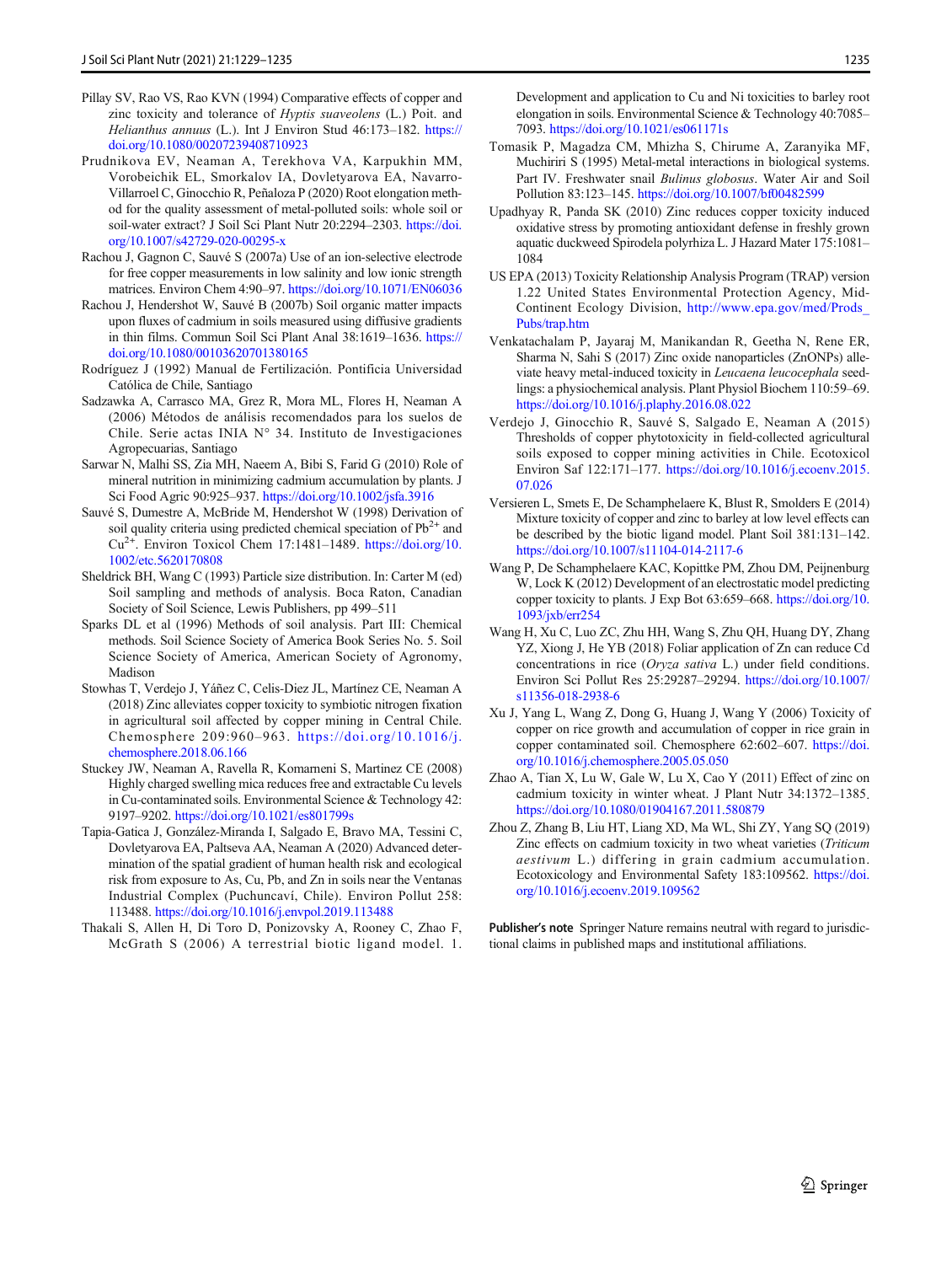Pillay SV, Rao VS, Rao KVN (1994) Comparative effects of copper and zinc toxicity and tolerance of *Hyptis suaveolens* (L.) Poit. and *Helianthus annuus* (L.). Int J Environ Stud 46:173–182. https://doi.org/10.1080/00207239408710923

Prudnikova EV, Neaman A, Terekhova VA, Karpukhin MM, Vorobeichik EL, Smorkalov IA, Dovletyarova EA, Navarro-Villarroel C, Ginocchio R, Peñaloza P (2020) Root elongation method for the quality assessment of metal-polluted soils: whole soil or soil-water extract? J Soil Sci Plant Nutr 20:2294–2303. https://doi.org/10.1007/s42729-020-00295-x

Rachou J, Gagnon C, Sauvé S (2007a) Use of an ion-selective electrode for free copper measurements in low salinity and low ionic strength matrices. Environ Chem 4:90–97. https://doi.org/10.1071/EN06036

Rachou J, Hendershot W, Sauvé B (2007b) Soil organic matter impacts upon fluxes of cadmium in soils measured using diffusive gradients in thin films. Commun Soil Sci Plant Anal 38:1619–1636. https://doi.org/10.1080/00103620701380165

Rodríguez J (1992) Manual de Fertilización. Pontificia Universidad Católica de Chile, Santiago

Sadzawka A, Carrasco MA, Grez R, Mora ML, Flores H, Neaman A (2006) Métodos de análisis recomendados para los suelos de Chile. Serie actas INIA N° 34. Instituto de Investigaciones Agropecuarias, Santiago

Sarwar N, Malhi SS, Zia MH, Naeem A, Bibi S, Farid G (2010) Role of mineral nutrition in minimizing cadmium accumulation by plants. J Sci Food Agric 90:925–937. https://doi.org/10.1002/jsfa.3916

Sauvé S, Dumestre A, McBride M, Hendershot W (1998) Derivation of soil quality criteria using predicted chemical speciation of $Pb^{2+}$ and $Cu^{2+}$. Environ Toxicol Chem 17:1481–1489. https://doi.org/10.1002/etc.5620170808

Sheldrick BH, Wang C (1993) Particle size distribution. In: Carter M (ed) Soil sampling and methods of analysis. Boca Raton, Canadian Society of Soil Science, Lewis Publishers, pp 499–511

Sparks DL et al (1996) Methods of soil analysis. Part III: Chemical methods. Soil Science Society of America Book Series No. 5. Soil Science Society of America, American Society of Agronomy, Madison

Stowhas T, Verdejo J, Yáñez C, Celis-Diez JL, Martínez CE, Neaman A (2018) Zinc alleviates copper toxicity to symbiotic nitrogen fixation in agricultural soil affected by copper mining in Central Chile. Chemosphere 209:960–963. https://doi.org/10.1016/j.chemosphere.2018.06.166

Stuckey JW, Neaman A, Ravella R, Komarneni S, Martinez CE (2008) Highly charged swelling mica reduces free and extractable Cu levels in Cu-contaminated soils. Environmental Science & Technology 42: 9197–9202. https://doi.org/10.1021/es801799s

Tapia-Gatica J, González-Miranda I, Salgado E, Bravo MA, Tessini C, Dovletyarova EA, Paltseva AA, Neaman A (2020) Advanced determination of the spatial gradient of human health risk and ecological risk from exposure to As, Cu, Pb, and Zn in soils near the Ventanas Industrial Complex (Puchuncaví, Chile). Environ Pollut 258: 113488. https://doi.org/10.1016/j.envpol.2019.113488

Thakali S, Allen H, Di Toro D, Ponizovsky A, Rooney C, Zhao F, McGrath S (2006) A terrestrial biotic ligand model. 1. Development and application to Cu and Ni toxicities to barley root elongation in soils. Environmental Science & Technology 40:7085–7093. https://doi.org/10.1021/es061171s

Tomasik P, Magadza CM, Mhizha S, Chirume A, Zaranyika MF, Muchiriri S (1995) Metal-metal interactions in biological systems. Part IV. Freshwater snail *Bulinus globosus*. Water Air and Soil Pollution 83:123–145. https://doi.org/10.1007/bf00482599

Upadhyay R, Panda SK (2010) Zinc reduces copper toxicity induced oxidative stress by promoting antioxidant defense in freshly grown aquatic duckweed Spirodela polyrhiza L. J Hazard Mater 175:1081–1084

US EPA (2013) Toxicity Relationship Analysis Program (TRAP) version 1.22 United States Environmental Protection Agency, Mid-Continent Ecology Division, http://www.epa.gov/med/Prods_Pubs/trap.htm

Venkatachalam P, Jayaraj M, Manikandan R, Geetha N, Rene ER, Sharma N, Sahi S (2017) Zinc oxide nanoparticles (ZnONPs) alleviate heavy metal-induced toxicity in *Leucaena leucocephala* seedlings: a physiochemical analysis. Plant Physiol Biochem 110:59–69. https://doi.org/10.1016/j.plaphy.2016.08.022

Verdejo J, Ginocchio R, Sauvé S, Salgado E, Neaman A (2015) Thresholds of copper phytotoxicity in field-collected agricultural soils exposed to copper mining activities in Chile. Ecotoxicol Environ Saf 122:171–177. https://doi.org/10.1016/j.ecoenv.2015.07.026

Versieren L, Smets E, De Schamphelaere K, Blust R, Smolders E (2014) Mixture toxicity of copper and zinc to barley at low level effects can be described by the biotic ligand model. Plant Soil 381:131–142. https://doi.org/10.1007/s11104-014-2117-6

Wang P, De Schamphelaere KAC, Kopittke PM, Zhou DM, Peijnenburg W, Lock K (2012) Development of an electrostatic model predicting copper toxicity to plants. J Exp Bot 63:659–668. https://doi.org/10.1093/jxb/err254

Wang H, Xu C, Luo ZC, Zhu HH, Wang S, Zhu QH, Huang DY, Zhang YZ, Xiong J, He YB (2018) Foliar application of Zn can reduce Cd concentrations in rice (*Oryza sativa* L.) under field conditions. Environ Sci Pollut Res 25:29287–29294. https://doi.org/10.1007/s11356-018-2938-6

Xu J, Yang L, Wang Z, Dong G, Huang J, Wang Y (2006) Toxicity of copper on rice growth and accumulation of copper in rice grain in copper contaminated soil. Chemosphere 62:602–607. https://doi.org/10.1016/j.chemosphere.2005.05.050

Zhao A, Tian X, Lu W, Gale W, Lu X, Cao Y (2011) Effect of zinc on cadmium toxicity in winter wheat. J Plant Nutr 34:1372–1385. https://doi.org/10.1080/01904167.2011.580879

Zhou Z, Zhang B, Liu HT, Liang XD, Ma WL, Shi ZY, Yang SQ (2019) Zinc effects on cadmium toxicity in two wheat varieties (*Triticum aestivum* L.) differing in grain cadmium accumulation. Ecotoxicology and Environmental Safety 183:109562. https://doi.org/10.1016/j.ecoenv.2019.109562

**Publisher's note** Springer Nature remains neutral with regard to jurisdictional claims in published maps and institutional affiliations.